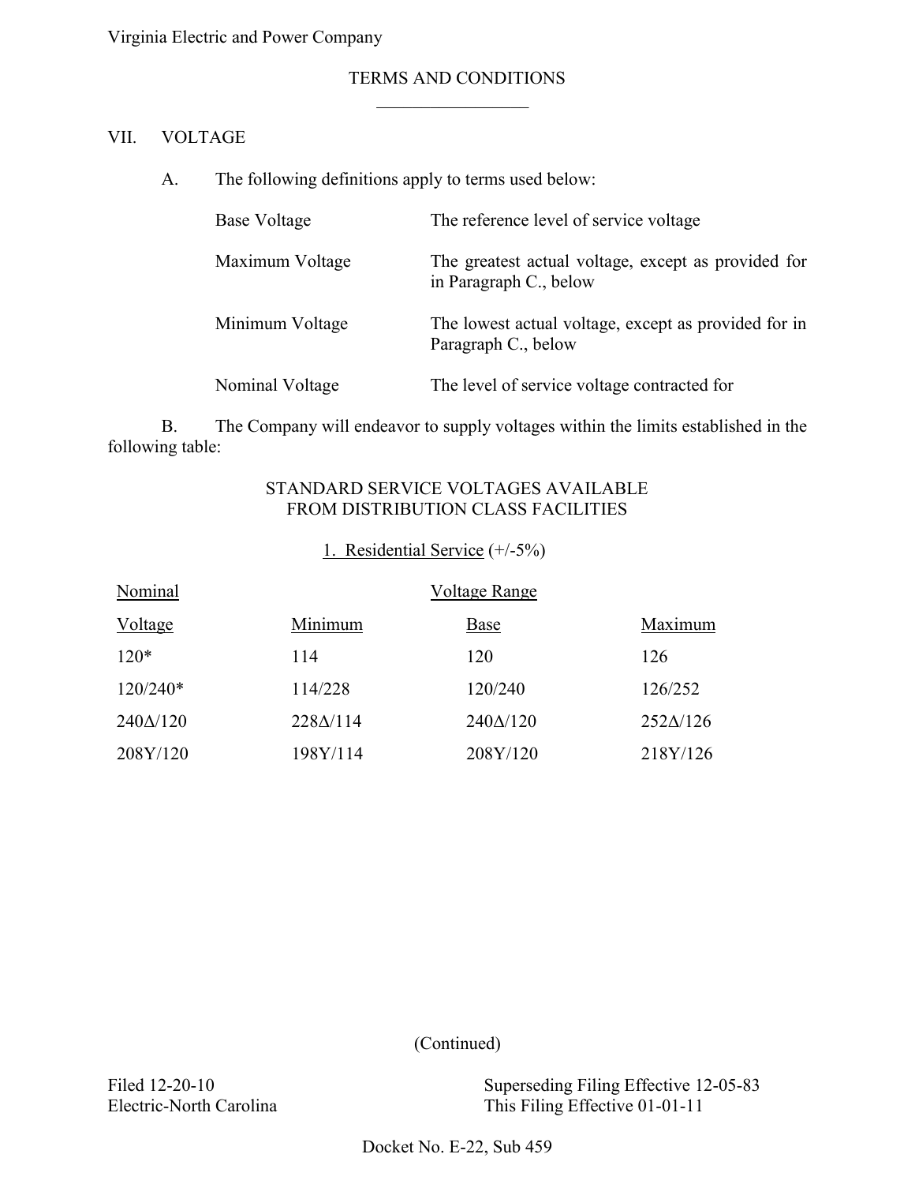Virginia Electric and Power Company

TERMS AND CONDITIONS

## VII. VOLTAGE

A. The following definitions apply to terms used below:

| | |
|---|---|
| Base Voltage | The reference level of service voltage |
| Maximum Voltage | The greatest actual voltage, except as provided for in Paragraph C., below |
| Minimum Voltage | The lowest actual voltage, except as provided for in Paragraph C., below |
| Nominal Voltage | The level of service voltage contracted for |

B. The Company will endeavor to supply voltages within the limits established in the following table:

STANDARD SERVICE VOLTAGES AVAILABLE
FROM DISTRIBUTION CLASS FACILITIES

1. Residential Service (+/-5%)

| Nominal | Voltage Range | | |
|---|---|---|---|
| Voltage | Minimum | Base | Maximum |
| 120* | 114 | 120 | 126 |
| 120/240* | 114/228 | 120/240 | 126/252 |
| 240Δ/120 | 228Δ/114 | 240Δ/120 | 252Δ/126 |
| 208Y/120 | 198Y/114 | 208Y/120 | 218Y/126 |

(Continued)

Filed 12-20-10
Electric-North Carolina

Superseding Filing Effective 12-05-83
This Filing Effective 01-01-11

Docket No. E-22, Sub 459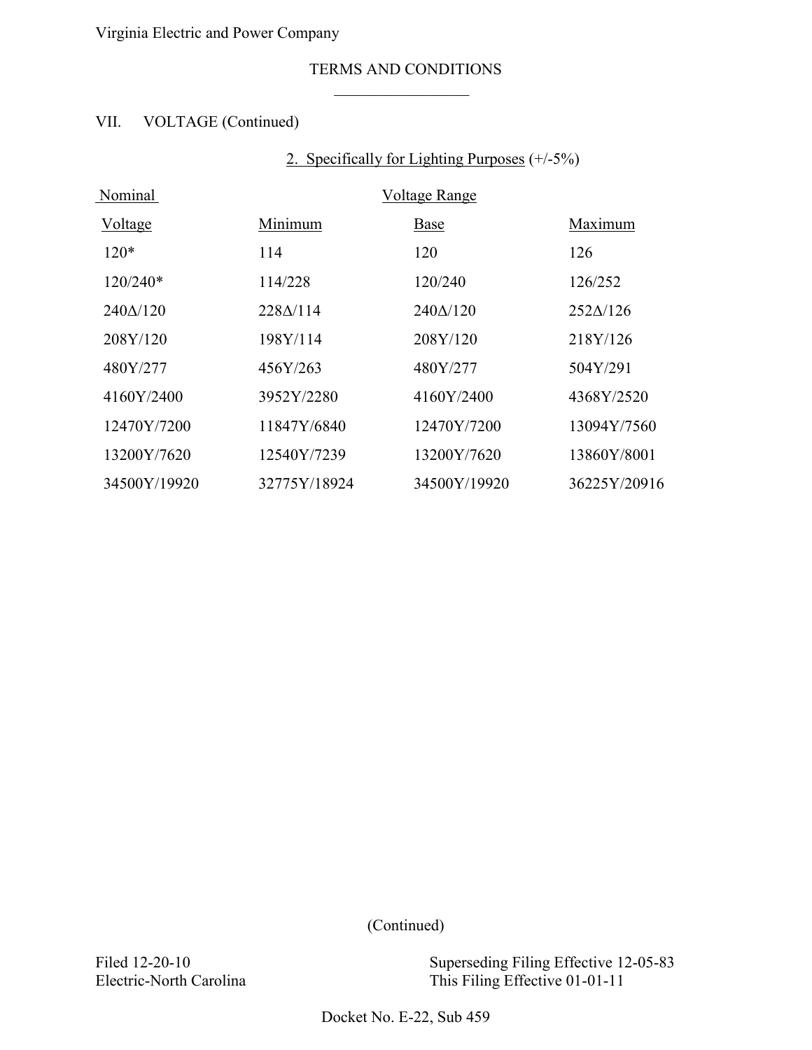Virginia Electric and Power Company

TERMS AND CONDITIONS

VII. VOLTAGE (Continued)

2. Specifically for Lighting Purposes (+/-5%)

| Nominal | Voltage Range | | |
|---|---|---|---|
| Voltage | Minimum | Base | Maximum |
| 120* | 114 | 120 | 126 |
| 120/240* | 114/228 | 120/240 | 126/252 |
| 240Δ/120 | 228Δ/114 | 240Δ/120 | 252Δ/126 |
| 208Y/120 | 198Y/114 | 208Y/120 | 218Y/126 |
| 480Y/277 | 456Y/263 | 480Y/277 | 504Y/291 |
| 4160Y/2400 | 3952Y/2280 | 4160Y/2400 | 4368Y/2520 |
| 12470Y/7200 | 11847Y/6840 | 12470Y/7200 | 13094Y/7560 |
| 13200Y/7620 | 12540Y/7239 | 13200Y/7620 | 13860Y/8001 |
| 34500Y/19920 | 32775Y/18924 | 34500Y/19920 | 36225Y/20916 |

(Continued)

Filed 12-20-10
Electric-North Carolina

Superseding Filing Effective 12-05-83
This Filing Effective 01-01-11

Docket No. E-22, Sub 459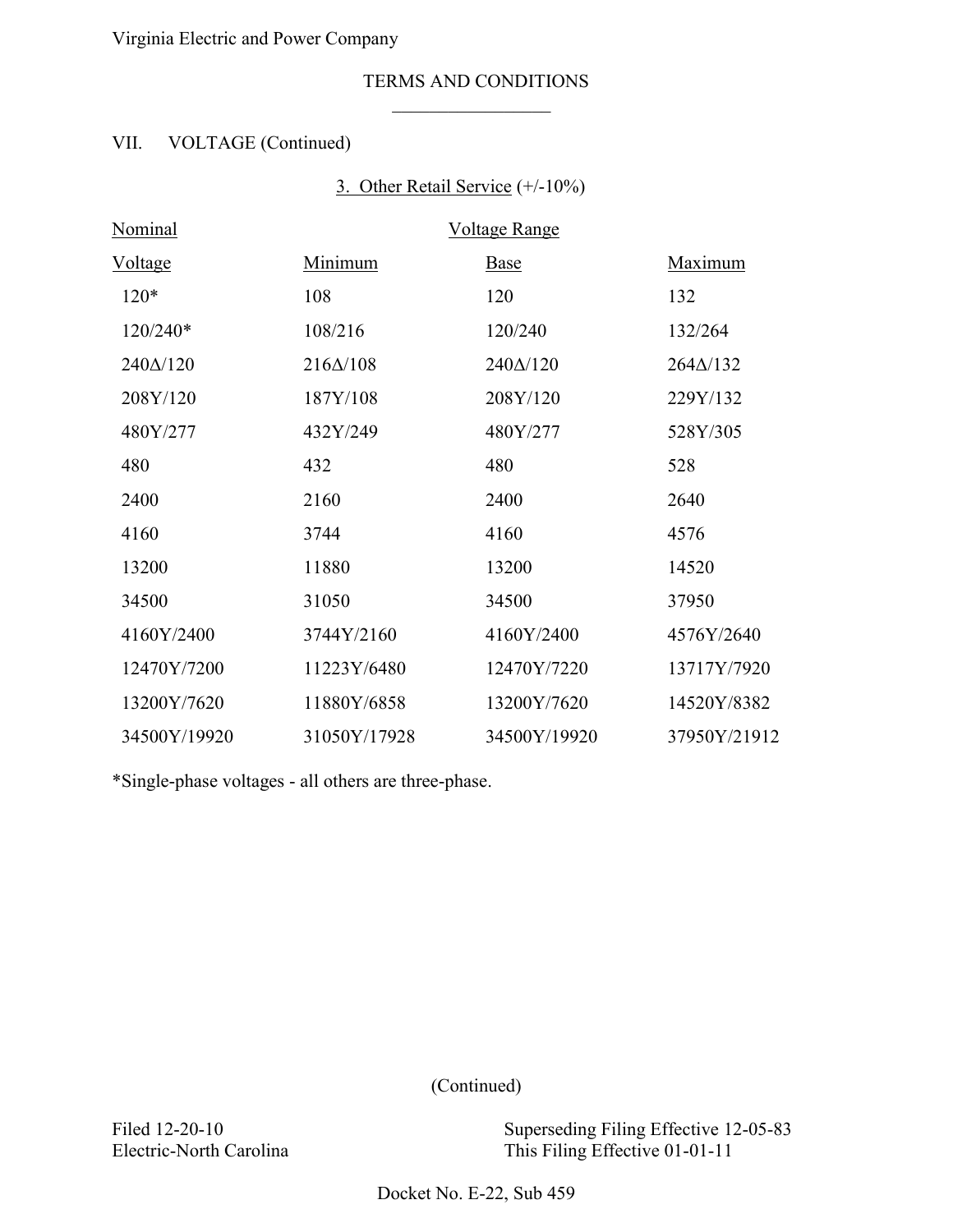Virginia Electric and Power Company

TERMS AND CONDITIONS

VII. VOLTAGE (Continued)

3. Other Retail Service (+/-10%)

| Nominal | Voltage Range | | |
|---|---|---|---|
| Voltage | Minimum | Base | Maximum |
| 120* | 108 | 120 | 132 |
| 120/240* | 108/216 | 120/240 | 132/264 |
| 240Δ/120 | 216Δ/108 | 240Δ/120 | 264Δ/132 |
| 208Y/120 | 187Y/108 | 208Y/120 | 229Y/132 |
| 480Y/277 | 432Y/249 | 480Y/277 | 528Y/305 |
| 480 | 432 | 480 | 528 |
| 2400 | 2160 | 2400 | 2640 |
| 4160 | 3744 | 4160 | 4576 |
| 13200 | 11880 | 13200 | 14520 |
| 34500 | 31050 | 34500 | 37950 |
| 4160Y/2400 | 3744Y/2160 | 4160Y/2400 | 4576Y/2640 |
| 12470Y/7200 | 11223Y/6480 | 12470Y/7220 | 13717Y/7920 |
| 13200Y/7620 | 11880Y/6858 | 13200Y/7620 | 14520Y/8382 |
| 34500Y/19920 | 31050Y/17928 | 34500Y/19920 | 37950Y/21912 |

*Single-phase voltages - all others are three-phase.

(Continued)

Filed 12-20-10
Electric-North Carolina

Superseding Filing Effective 12-05-83
This Filing Effective 01-01-11

Docket No. E-22, Sub 459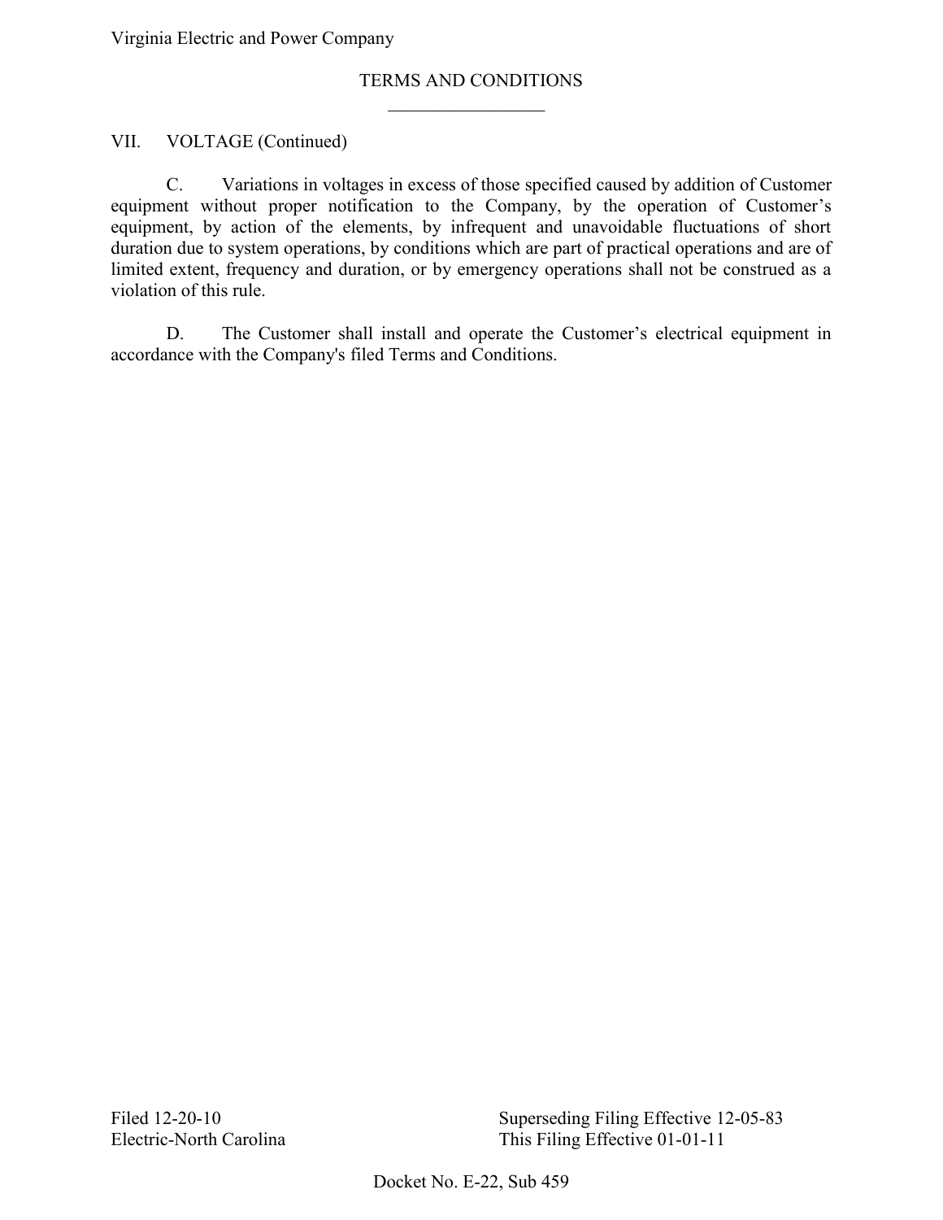## TERMS AND CONDITIONS

### VII. VOLTAGE (Continued)

C. Variations in voltages in excess of those specified caused by addition of Customer equipment without proper notification to the Company, by the operation of Customer's equipment, by action of the elements, by infrequent and unavoidable fluctuations of short duration due to system operations, by conditions which are part of practical operations and are of limited extent, frequency and duration, or by emergency operations shall not be construed as a violation of this rule.

D. The Customer shall install and operate the Customer's electrical equipment in accordance with the Company's filed Terms and Conditions.